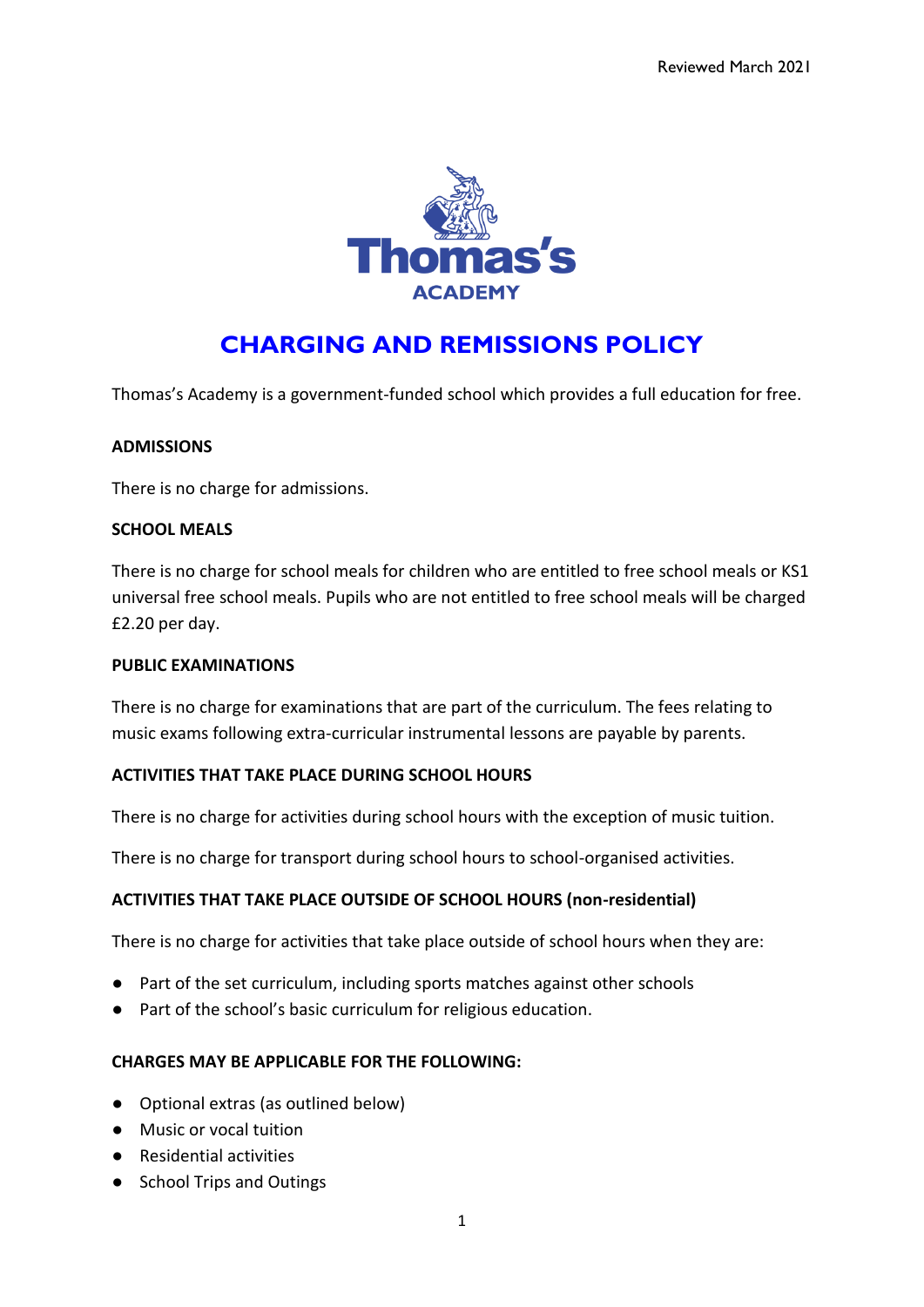Reviewed March 2021

Thomas's ACADEMY

# CHARGING AND REMISSIONS POLICY

Thomas's Academy is a government-funded school which provides a full education for free.

**ADMISSIONS**

There is no charge for admissions.

**SCHOOL MEALS**

There is no charge for school meals for children who are entitled to free school meals or KS1 universal free school meals. Pupils who are not entitled to free school meals will be charged £2.20 per day.

**PUBLIC EXAMINATIONS**

There is no charge for examinations that are part of the curriculum. The fees relating to music exams following extra-curricular instrumental lessons are payable by parents.

**ACTIVITIES THAT TAKE PLACE DURING SCHOOL HOURS**

There is no charge for activities during school hours with the exception of music tuition.

There is no charge for transport during school hours to school-organised activities.

**ACTIVITIES THAT TAKE PLACE OUTSIDE OF SCHOOL HOURS (non-residential)**

There is no charge for activities that take place outside of school hours when they are:

- Part of the set curriculum, including sports matches against other schools
- Part of the school's basic curriculum for religious education.

**CHARGES MAY BE APPLICABLE FOR THE FOLLOWING:**

- Optional extras (as outlined below)
- Music or vocal tuition
- Residential activities
- School Trips and Outings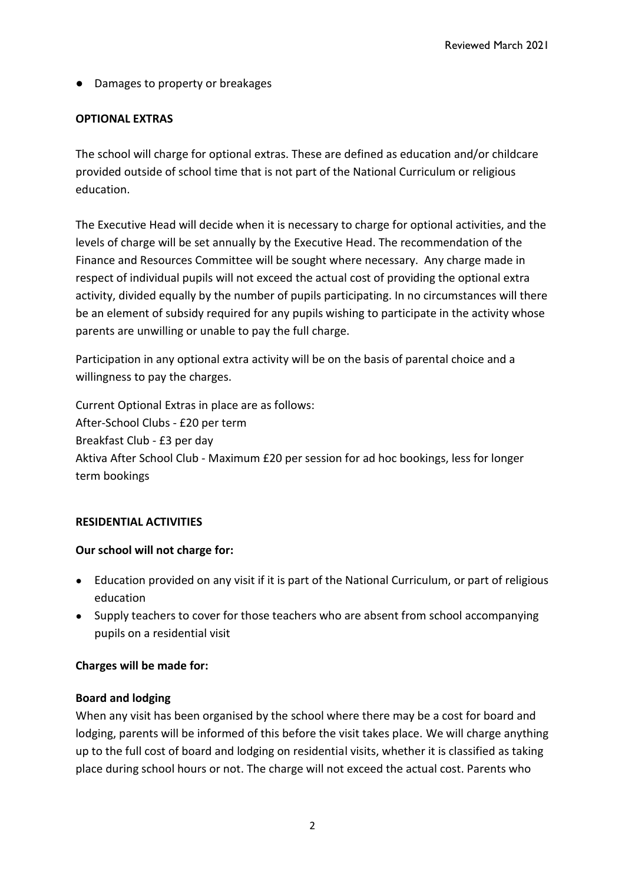- Damages to property or breakages

**OPTIONAL EXTRAS**

The school will charge for optional extras. These are defined as education and/or childcare provided outside of school time that is not part of the National Curriculum or religious education.

The Executive Head will decide when it is necessary to charge for optional activities, and the levels of charge will be set annually by the Executive Head. The recommendation of the Finance and Resources Committee will be sought where necessary. Any charge made in respect of individual pupils will not exceed the actual cost of providing the optional extra activity, divided equally by the number of pupils participating. In no circumstances will there be an element of subsidy required for any pupils wishing to participate in the activity whose parents are unwilling or unable to pay the full charge.

Participation in any optional extra activity will be on the basis of parental choice and a willingness to pay the charges.

Current Optional Extras in place are as follows:
After-School Clubs - £20 per term
Breakfast Club - £3 per day
Aktiva After School Club - Maximum £20 per session for ad hoc bookings, less for longer term bookings

**RESIDENTIAL ACTIVITIES**

**Our school will not charge for:**

- Education provided on any visit if it is part of the National Curriculum, or part of religious education
- Supply teachers to cover for those teachers who are absent from school accompanying pupils on a residential visit

**Charges will be made for:**

**Board and lodging**
When any visit has been organised by the school where there may be a cost for board and lodging, parents will be informed of this before the visit takes place. We will charge anything up to the full cost of board and lodging on residential visits, whether it is classified as taking place during school hours or not. The charge will not exceed the actual cost. Parents who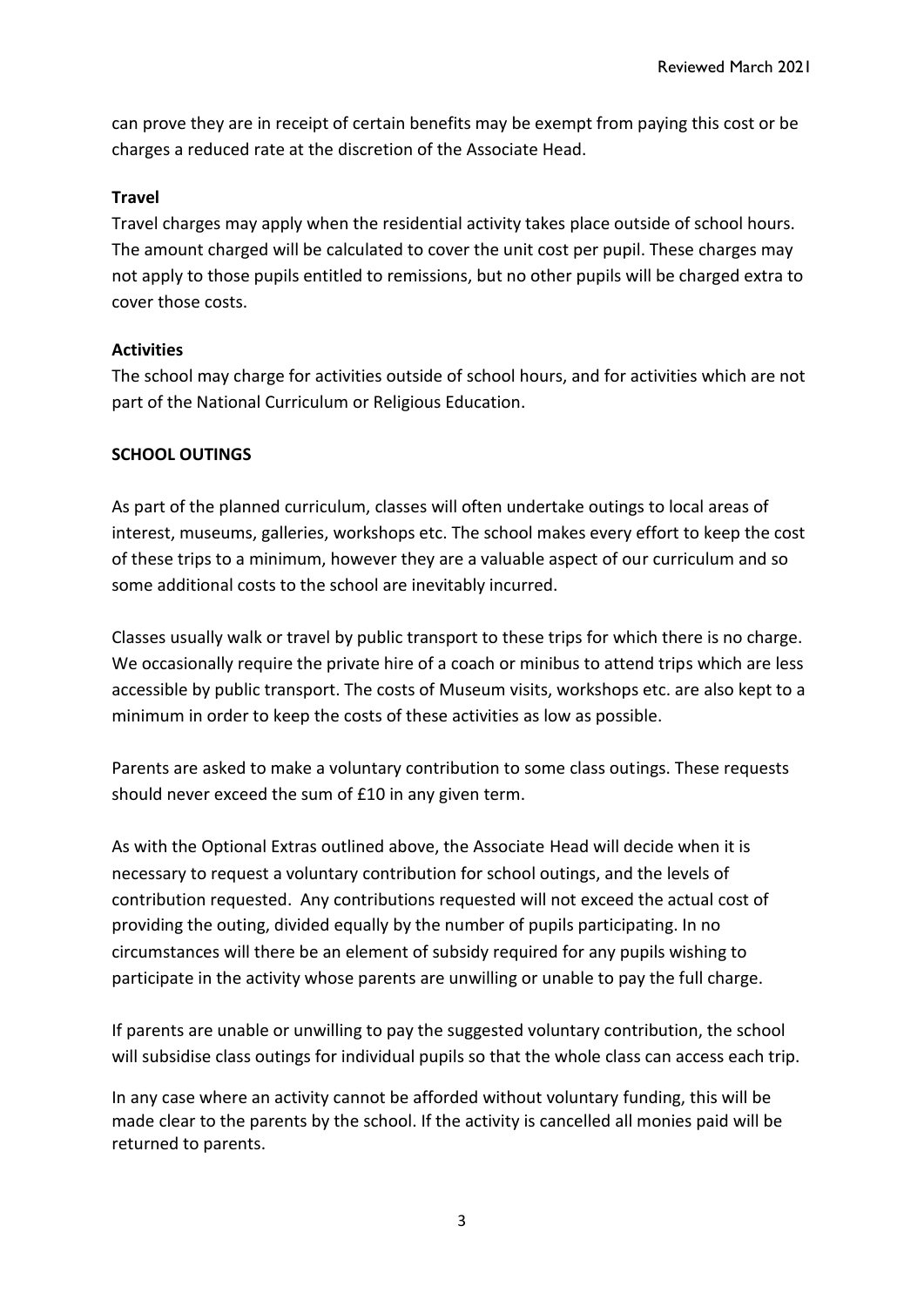can prove they are in receipt of certain benefits may be exempt from paying this cost or be charges a reduced rate at the discretion of the Associate Head.

**Travel**

Travel charges may apply when the residential activity takes place outside of school hours. The amount charged will be calculated to cover the unit cost per pupil. These charges may not apply to those pupils entitled to remissions, but no other pupils will be charged extra to cover those costs.

**Activities**

The school may charge for activities outside of school hours, and for activities which are not part of the National Curriculum or Religious Education.

**SCHOOL OUTINGS**

As part of the planned curriculum, classes will often undertake outings to local areas of interest, museums, galleries, workshops etc. The school makes every effort to keep the cost of these trips to a minimum, however they are a valuable aspect of our curriculum and so some additional costs to the school are inevitably incurred.

Classes usually walk or travel by public transport to these trips for which there is no charge. We occasionally require the private hire of a coach or minibus to attend trips which are less accessible by public transport. The costs of Museum visits, workshops etc. are also kept to a minimum in order to keep the costs of these activities as low as possible.

Parents are asked to make a voluntary contribution to some class outings. These requests should never exceed the sum of £10 in any given term.

As with the Optional Extras outlined above, the Associate Head will decide when it is necessary to request a voluntary contribution for school outings, and the levels of contribution requested. Any contributions requested will not exceed the actual cost of providing the outing, divided equally by the number of pupils participating. In no circumstances will there be an element of subsidy required for any pupils wishing to participate in the activity whose parents are unwilling or unable to pay the full charge.

If parents are unable or unwilling to pay the suggested voluntary contribution, the school will subsidise class outings for individual pupils so that the whole class can access each trip.

In any case where an activity cannot be afforded without voluntary funding, this will be made clear to the parents by the school. If the activity is cancelled all monies paid will be returned to parents.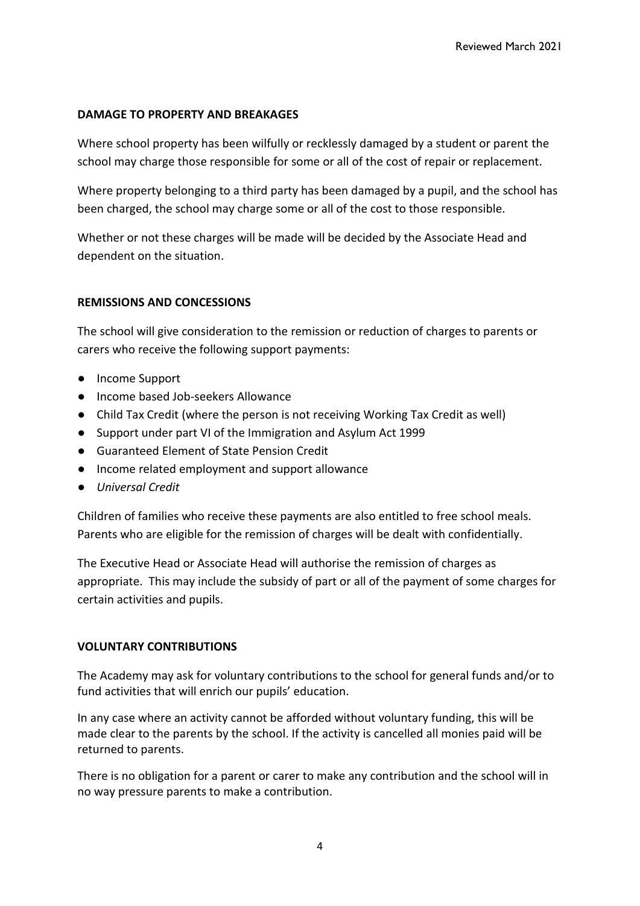## DAMAGE TO PROPERTY AND BREAKAGES

Where school property has been wilfully or recklessly damaged by a student or parent the school may charge those responsible for some or all of the cost of repair or replacement.

Where property belonging to a third party has been damaged by a pupil, and the school has been charged, the school may charge some or all of the cost to those responsible.

Whether or not these charges will be made will be decided by the Associate Head and dependent on the situation.

## REMISSIONS AND CONCESSIONS

The school will give consideration to the remission or reduction of charges to parents or carers who receive the following support payments:

- Income Support
- Income based Job-seekers Allowance
- Child Tax Credit (where the person is not receiving Working Tax Credit as well)
- Support under part VI of the Immigration and Asylum Act 1999
- Guaranteed Element of State Pension Credit
- Income related employment and support allowance
- *Universal Credit*

Children of families who receive these payments are also entitled to free school meals. Parents who are eligible for the remission of charges will be dealt with confidentially.

The Executive Head or Associate Head will authorise the remission of charges as appropriate. This may include the subsidy of part or all of the payment of some charges for certain activities and pupils.

## VOLUNTARY CONTRIBUTIONS

The Academy may ask for voluntary contributions to the school for general funds and/or to fund activities that will enrich our pupils' education.

In any case where an activity cannot be afforded without voluntary funding, this will be made clear to the parents by the school. If the activity is cancelled all monies paid will be returned to parents.

There is no obligation for a parent or carer to make any contribution and the school will in no way pressure parents to make a contribution.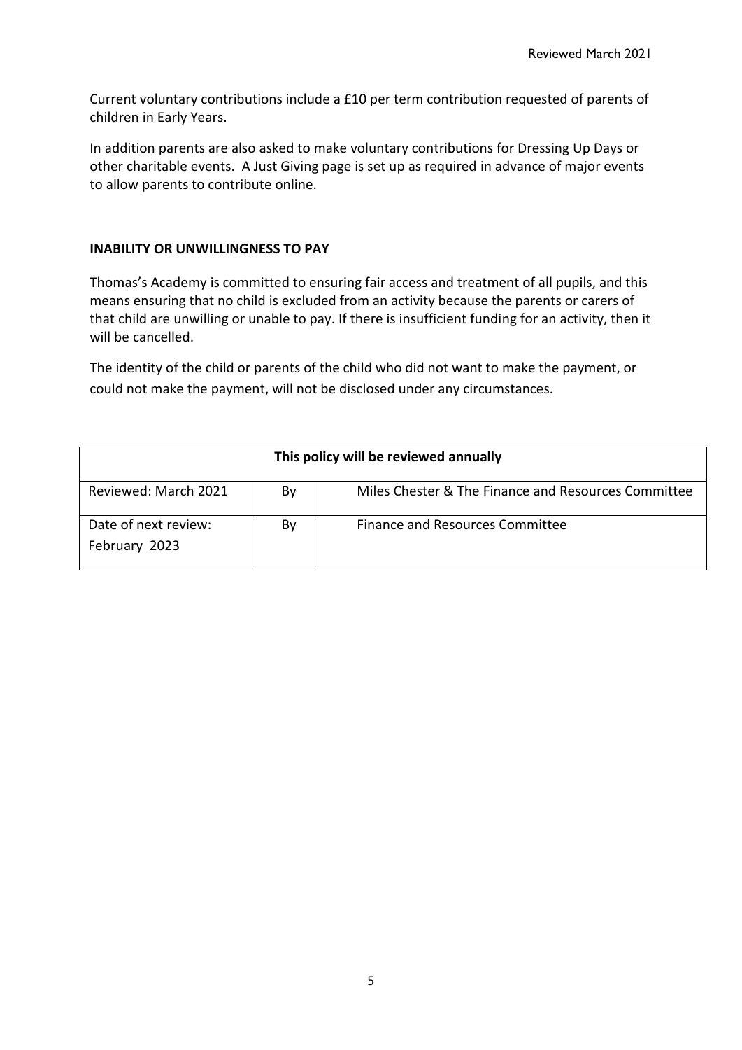Current voluntary contributions include a £10 per term contribution requested of parents of children in Early Years.

In addition parents are also asked to make voluntary contributions for Dressing Up Days or other charitable events. A Just Giving page is set up as required in advance of major events to allow parents to contribute online.

**INABILITY OR UNWILLINGNESS TO PAY**

Thomas's Academy is committed to ensuring fair access and treatment of all pupils, and this means ensuring that no child is excluded from an activity because the parents or carers of that child are unwilling or unable to pay. If there is insufficient funding for an activity, then it will be cancelled.

The identity of the child or parents of the child who did not want to make the payment, or could not make the payment, will not be disclosed under any circumstances.

| This policy will be reviewed annually | | |
|---|---|---|
| Reviewed: March 2021 | By | Miles Chester & The Finance and Resources Committee |
| Date of next review: February 2023 | By | Finance and Resources Committee |